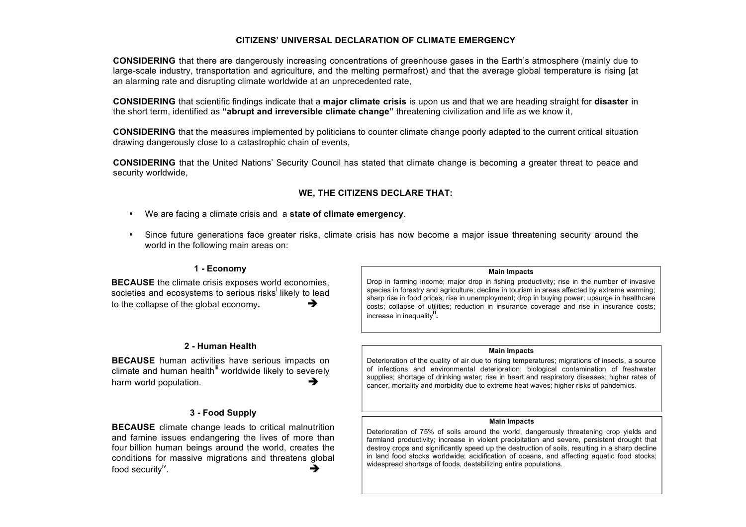# CITIZENS' UNIVERSAL DECLARATION OF CLIMATE EMERGENCY

**CONSIDERING** that there are dangerously increasing concentrations of greenhouse gases in the Earth's atmosphere (mainly due to large-scale industry, transportation and agriculture, and the melting permafrost) and that the average global temperature is rising [at an alarming rate and disrupting climate worldwide at an unprecedented rate,

**CONSIDERING** that scientific findings indicate that a **major climate crisis** is upon us and that we are heading straight for **disaster** in the short term, identified as **"abrupt and irreversible climate change"** threatening civilization and life as we know it,

**CONSIDERING** that the measures implemented by politicians to counter climate change poorly adapted to the current critical situation drawing dangerously close to a catastrophic chain of events,

**CONSIDERING** that the United Nations' Security Council has stated that climate change is becoming a greater threat to peace and security worldwide,

## WE, THE CITIZENS DECLARE THAT:

- We are facing a climate crisis and a **state of climate emergency**.
- Since future generations face greater risks, climate crisis has now become a major issue threatening security around the world in the following main areas on:

### 1 - Economy

**BECAUSE** the climate crisis exposes world economies, societies and ecosystems to serious risks[i] likely to lead to the collapse of the global economy**.** ➔

**Main Impacts**

Drop in farming income; major drop in fishing productivity; rise in the number of invasive species in forestry and agriculture; decline in tourism in areas affected by extreme warming; sharp rise in food prices; rise in unemployment; drop in buying power; upsurge in healthcare costs; collapse of utilities; reduction in insurance coverage and rise in insurance costs; increase in inequality[ii]**.**

### 2 - Human Health

**BECAUSE** human activities have serious impacts on climate and human health[iii] worldwide likely to severely harm world population. ➔

**Main Impacts**

Deterioration of the quality of air due to rising temperatures; migrations of insects, a source of infections and environmental deterioration; biological contamination of freshwater supplies; shortage of drinking water; rise in heart and respiratory diseases; higher rates of cancer, mortality and morbidity due to extreme heat waves; higher risks of pandemics.

### 3 - Food Supply

**BECAUSE** climate change leads to critical malnutrition and famine issues endangering the lives of more than four billion human beings around the world, creates the conditions for massive migrations and threatens global food security[iv]. ➔

**Main Impacts**

Deterioration of 75% of soils around the world, dangerously threatening crop yields and farmland productivity; increase in violent precipitation and severe, persistent drought that destroy crops and significantly speed up the destruction of soils, resulting in a sharp decline in land food stocks worldwide; acidification of oceans, and affecting aquatic food stocks; widespread shortage of foods, destabilizing entire populations.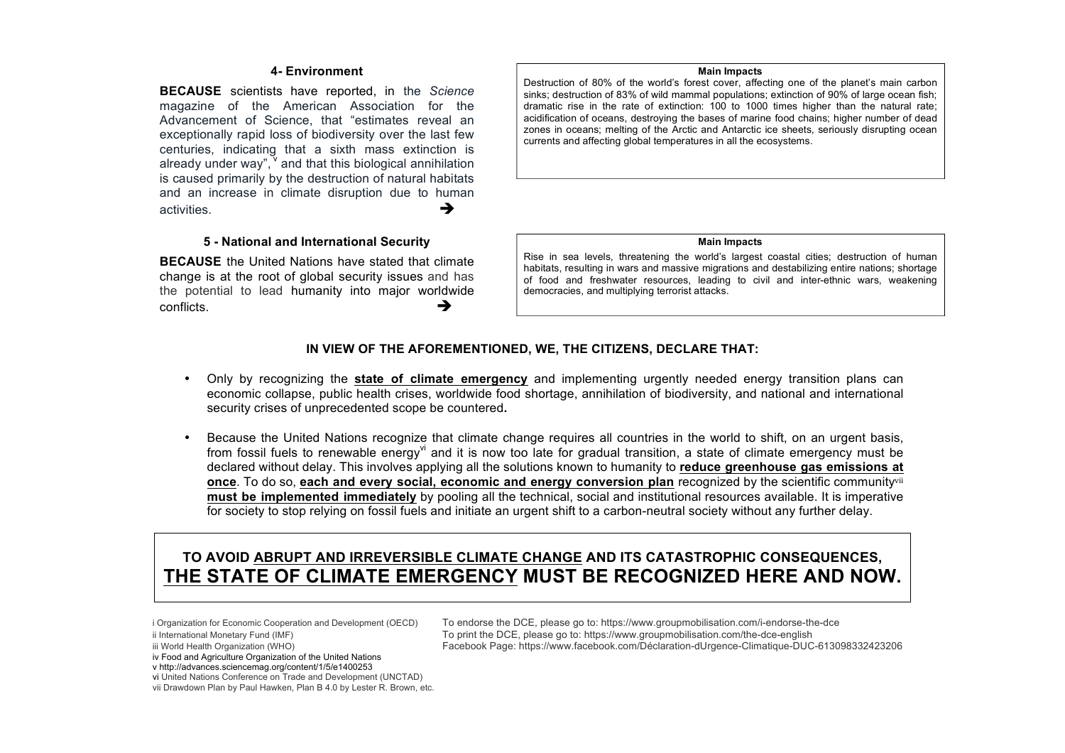### 4- Environment

**BECAUSE** scientists have reported, in the *Science* magazine of the American Association for the Advancement of Science, that "estimates reveal an exceptionally rapid loss of biodiversity over the last few centuries, indicating that a sixth mass extinction is already under way",[v] and that this biological annihilation is caused primarily by the destruction of natural habitats and an increase in climate disruption due to human activities. ➔

**Main Impacts**

Destruction of 80% of the world's forest cover, affecting one of the planet's main carbon sinks; destruction of 83% of wild mammal populations; extinction of 90% of large ocean fish; dramatic rise in the rate of extinction: 100 to 1000 times higher than the natural rate; acidification of oceans, destroying the bases of marine food chains; higher number of dead zones in oceans; melting of the Arctic and Antarctic ice sheets, seriously disrupting ocean currents and affecting global temperatures in all the ecosystems.

### 5 - National and International Security

**BECAUSE** the United Nations have stated that climate change is at the root of global security issues and has the potential to lead humanity into major worldwide conflicts. ➔

**Main Impacts**

Rise in sea levels, threatening the world's largest coastal cities; destruction of human habitats, resulting in wars and massive migrations and destabilizing entire nations; shortage of food and freshwater resources, leading to civil and inter-ethnic wars, weakening democracies, and multiplying terrorist attacks.

**IN VIEW OF THE AFOREMENTIONED, WE, THE CITIZENS, DECLARE THAT:**

- Only by recognizing the **state of climate emergency** and implementing urgently needed energy transition plans can economic collapse, public health crises, worldwide food shortage, annihilation of biodiversity, and national and international security crises of unprecedented scope be countered**.**
- Because the United Nations recognize that climate change requires all countries in the world to shift, on an urgent basis, from fossil fuels to renewable energy[vi] and it is now too late for gradual transition, a state of climate emergency must be declared without delay. This involves applying all the solutions known to humanity to **reduce greenhouse gas emissions at once**. To do so, **each and every social, economic and energy conversion plan** recognized by the scientific community[vii] **must be implemented immediately** by pooling all the technical, social and institutional resources available. It is imperative for society to stop relying on fossil fuels and initiate an urgent shift to a carbon-neutral society without any further delay.

**TO AVOID ABRUPT AND IRREVERSIBLE CLIMATE CHANGE AND ITS CATASTROPHIC CONSEQUENCES,**

## THE STATE OF CLIMATE EMERGENCY MUST BE RECOGNIZED HERE AND NOW.

i Organization for Economic Cooperation and Development (OECD)
ii International Monetary Fund (IMF)
iii World Health Organization (WHO)
iv Food and Agriculture Organization of the United Nations
v http://advances.sciencemag.org/content/1/5/e1400253
vi United Nations Conference on Trade and Development (UNCTAD)
vii Drawdown Plan by Paul Hawken, Plan B 4.0 by Lester R. Brown, etc.

To endorse the DCE, please go to: https://www.groupmobilisation.com/i-endorse-the-dce
To print the DCE, please go to: https://www.groupmobilisation.com/the-dce-english
Facebook Page: https://www.facebook.com/Déclaration-dUrgence-Climatique-DUC-613098332423206